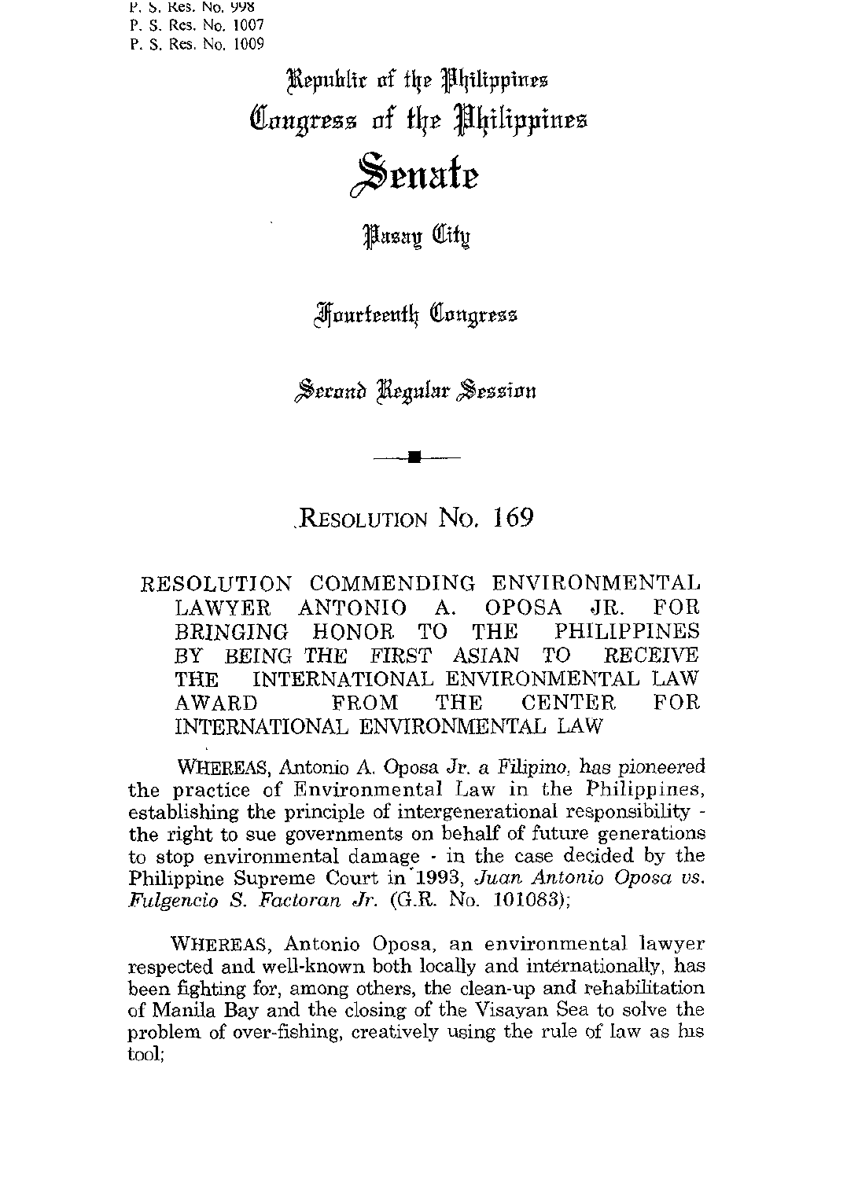P. S. Res. No. 998
P. S. Res. No. 1007
P. S. Res. No. 1009

Republic of the Philippines
Congress of the Philippines
# Senate

Pasay City

Fourteenth Congress

Second Regular Session

## RESOLUTION No. 169

RESOLUTION COMMENDING ENVIRONMENTAL LAWYER ANTONIO A. OPOSA JR. FOR BRINGING HONOR TO THE PHILIPPINES BY BEING THE FIRST ASIAN TO RECEIVE THE INTERNATIONAL ENVIRONMENTAL LAW AWARD FROM THE CENTER FOR INTERNATIONAL ENVIRONMENTAL LAW

WHEREAS, Antonio A. Oposa Jr. a Filipino, has pioneered the practice of Environmental Law in the Philippines, establishing the principle of intergenerational responsibility - the right to sue governments on behalf of future generations to stop environmental damage - in the case decided by the Philippine Supreme Court in 1993, *Juan Antonio Oposa vs. Fulgencio S. Factoran Jr.* (G.R. No. 101083);

WHEREAS, Antonio Oposa, an environmental lawyer respected and well-known both locally and internationally, has been fighting for, among others, the clean-up and rehabilitation of Manila Bay and the closing of the Visayan Sea to solve the problem of over-fishing, creatively using the rule of law as his tool;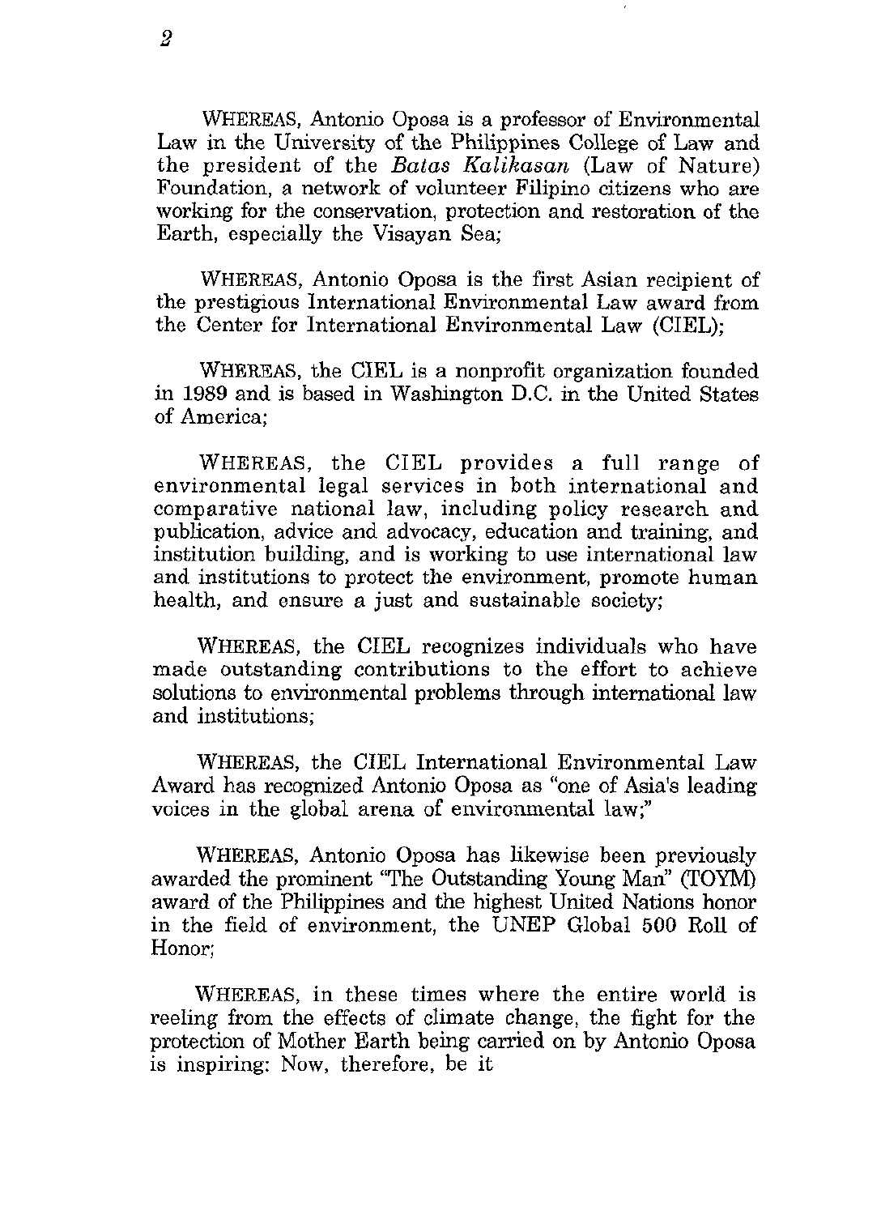WHEREAS, Antonio Oposa is a professor of Environmental Law in the University of the Philippines College of Law and the president of the *Batas Kalikasan* (Law of Nature) Foundation, a network of volunteer Filipino citizens who are working for the conservation, protection and restoration of the Earth, especially the Visayan Sea;

WHEREAS, Antonio Oposa is the first Asian recipient of the prestigious International Environmental Law award from the Center for International Environmental Law (CIEL);

WHEREAS, the CIEL is a nonprofit organization founded in 1989 and is based in Washington D.C. in the United States of America;

WHEREAS, the CIEL provides a full range of environmental legal services in both international and comparative national law, including policy research and publication, advice and advocacy, education and training, and institution building, and is working to use international law and institutions to protect the environment, promote human health, and ensure a just and sustainable society;

WHEREAS, the CIEL recognizes individuals who have made outstanding contributions to the effort to achieve solutions to environmental problems through international law and institutions;

WHEREAS, the CIEL International Environmental Law Award has recognized Antonio Oposa as "one of Asia's leading voices in the global arena of environmental law;"

WHEREAS, Antonio Oposa has likewise been previously awarded the prominent "The Outstanding Young Man" (TOYM) award of the Philippines and the highest United Nations honor in the field of environment, the UNEP Global 500 Roll of Honor;

WHEREAS, in these times where the entire world is reeling from the effects of climate change, the fight for the protection of Mother Earth being carried on by Antonio Oposa is inspiring: Now, therefore, be it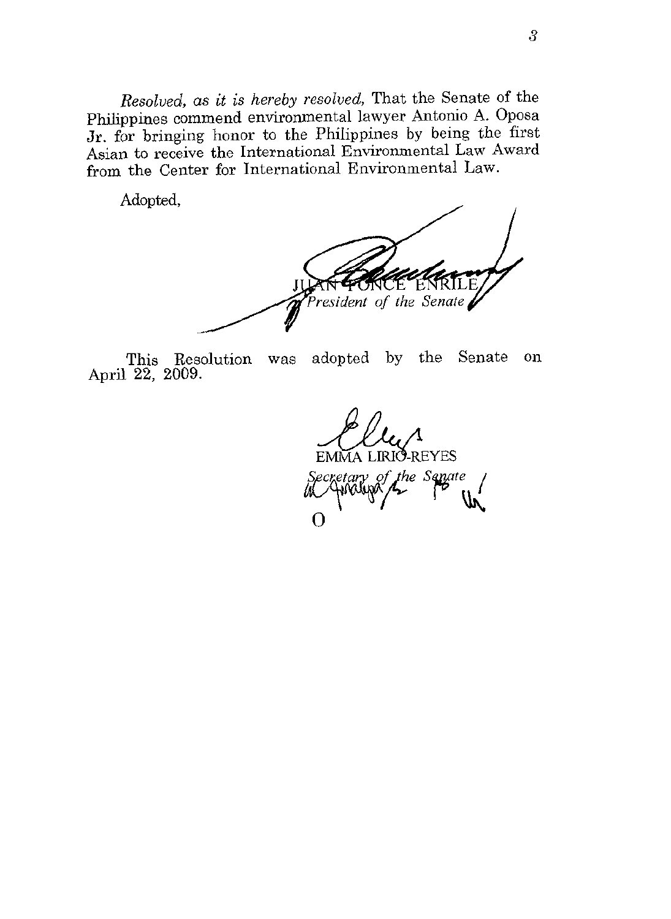*Resolved, as it is hereby resolved,* That the Senate of the Philippines commend environmental lawyer Antonio A. Oposa Jr. for bringing honor to the Philippines by being the first Asian to receive the International Environmental Law Award from the Center for International Environmental Law.

Adopted,

JUAN PONCE ENRILE
*President of the Senate*

This Resolution was adopted by the Senate on April 22, 2009.

EMMA LIRIO-REYES
*Secretary of the Senate*